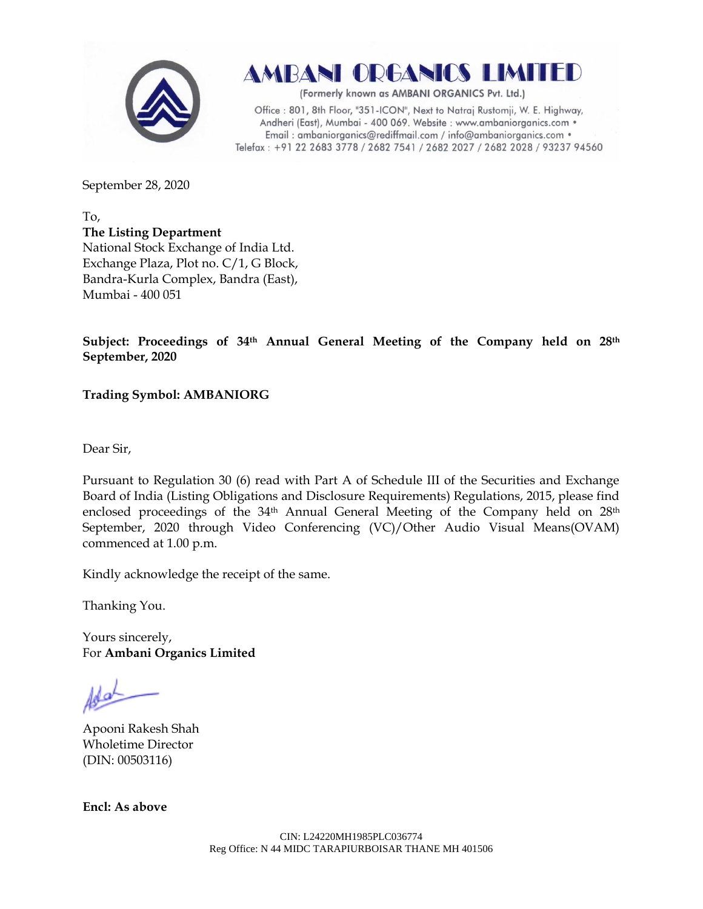# AMBANI ORGANICS LIMITED

(Formerly known as AMBANI ORGANICS Pvt. Ltd.)

Office : 801, 8th Floor, "351-ICON", Next to Natraj Rustomji, W. E. Highway, Andheri (East), Mumbai - 400 069. Website : www.ambaniorganics.com • Email : ambaniorganics@rediffmail.com / info@ambaniorganics.com • Telefax : +91 22 2683 3778 / 2682 7541 / 2682 2027 / 2682 2028 / 93237 94560

September 28, 2020

To,
**The Listing Department**
National Stock Exchange of India Ltd.
Exchange Plaza, Plot no. C/1, G Block,
Bandra-Kurla Complex, Bandra (East),
Mumbai - 400 051

**Subject: Proceedings of 34th Annual General Meeting of the Company held on 28th September, 2020**

**Trading Symbol: AMBANIORG**

Dear Sir,

Pursuant to Regulation 30 (6) read with Part A of Schedule III of the Securities and Exchange Board of India (Listing Obligations and Disclosure Requirements) Regulations, 2015, please find enclosed proceedings of the 34th Annual General Meeting of the Company held on 28th September, 2020 through Video Conferencing (VC)/Other Audio Visual Means(OVAM) commenced at 1.00 p.m.

Kindly acknowledge the receipt of the same.

Thanking You.

Yours sincerely,
For **Ambani Organics Limited**

Apooni Rakesh Shah
Wholetime Director
(DIN: 00503116)

**Encl: As above**

CIN: L24220MH1985PLC036774
Reg Office: N 44 MIDC TARAPIURBOISAR THANE MH 401506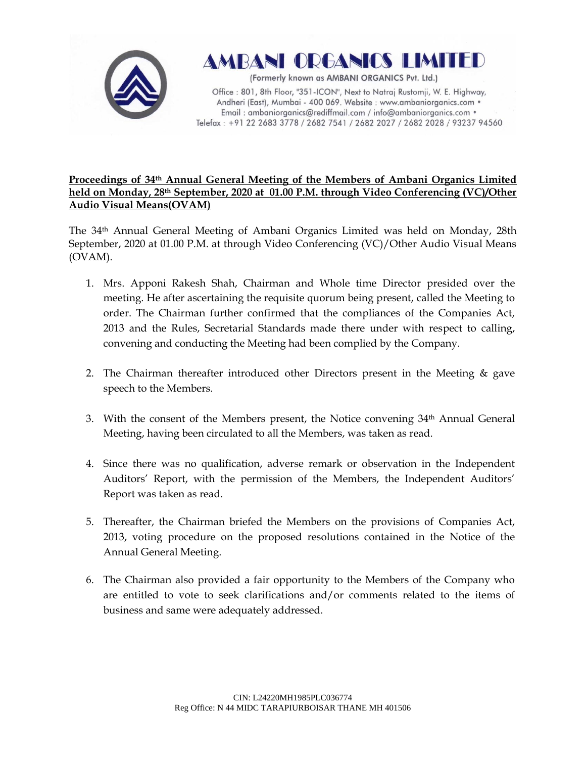# AMBANI ORGANICS LIMITED

(Formerly known as AMBANI ORGANICS Pvt. Ltd.)

Office : 801, 8th Floor, "351-ICON", Next to Natraj Rustomji, W. E. Highway, Andheri (East), Mumbai - 400 069. Website : www.ambaniorganics.com • Email : ambaniorganics@rediffmail.com / info@ambaniorganics.com • Telefax : +91 22 2683 3778 / 2682 7541 / 2682 2027 / 2682 2028 / 93237 94560

**Proceedings of 34th Annual General Meeting of the Members of Ambani Organics Limited held on Monday, 28th September, 2020 at 01.00 P.M. through Video Conferencing (VC)/Other Audio Visual Means(OVAM)**

The 34th Annual General Meeting of Ambani Organics Limited was held on Monday, 28th September, 2020 at 01.00 P.M. at through Video Conferencing (VC)/Other Audio Visual Means (OVAM).

1. Mrs. Apponi Rakesh Shah, Chairman and Whole time Director presided over the meeting. He after ascertaining the requisite quorum being present, called the Meeting to order. The Chairman further confirmed that the compliances of the Companies Act, 2013 and the Rules, Secretarial Standards made there under with respect to calling, convening and conducting the Meeting had been complied by the Company.

2. The Chairman thereafter introduced other Directors present in the Meeting & gave speech to the Members.

3. With the consent of the Members present, the Notice convening 34th Annual General Meeting, having been circulated to all the Members, was taken as read.

4. Since there was no qualification, adverse remark or observation in the Independent Auditors' Report, with the permission of the Members, the Independent Auditors' Report was taken as read.

5. Thereafter, the Chairman briefed the Members on the provisions of Companies Act, 2013, voting procedure on the proposed resolutions contained in the Notice of the Annual General Meeting.

6. The Chairman also provided a fair opportunity to the Members of the Company who are entitled to vote to seek clarifications and/or comments related to the items of business and same were adequately addressed.

CIN: L24220MH1985PLC036774
Reg Office: N 44 MIDC TARAPIURBOISAR THANE MH 401506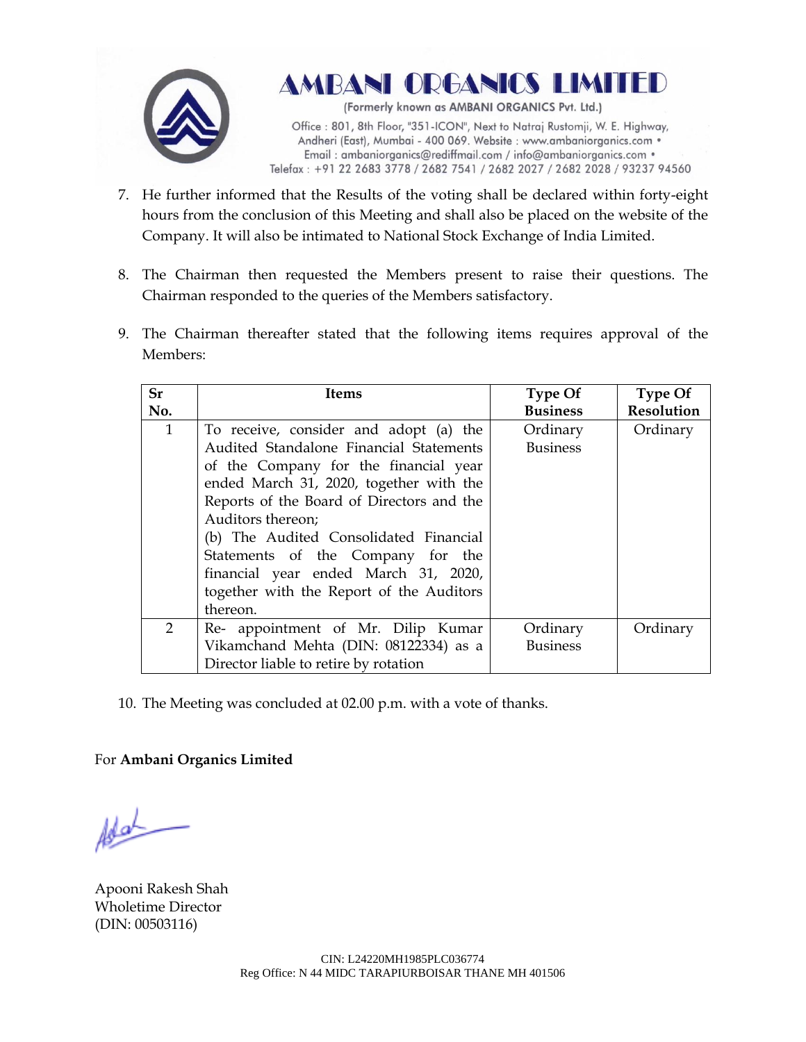7. He further informed that the Results of the voting shall be declared within forty-eight hours from the conclusion of this Meeting and shall also be placed on the website of the Company. It will also be intimated to National Stock Exchange of India Limited.

8. The Chairman then requested the Members present to raise their questions. The Chairman responded to the queries of the Members satisfactory.

9. The Chairman thereafter stated that the following items requires approval of the Members:

| Sr No. | Items | Type Of Business | Type Of Resolution |
|---|---|---|---|
| 1 | To receive, consider and adopt (a) the Audited Standalone Financial Statements of the Company for the financial year ended March 31, 2020, together with the Reports of the Board of Directors and the Auditors thereon;<br>(b) The Audited Consolidated Financial Statements of the Company for the financial year ended March 31, 2020, together with the Report of the Auditors thereon. | Ordinary Business | Ordinary |
| 2 | Re- appointment of Mr. Dilip Kumar Vikamchand Mehta (DIN: 08122334) as a Director liable to retire by rotation | Ordinary Business | Ordinary |

10. The Meeting was concluded at 02.00 p.m. with a vote of thanks.

For **Ambani Organics Limited**

Apooni Rakesh Shah
Wholetime Director
(DIN: 00503116)